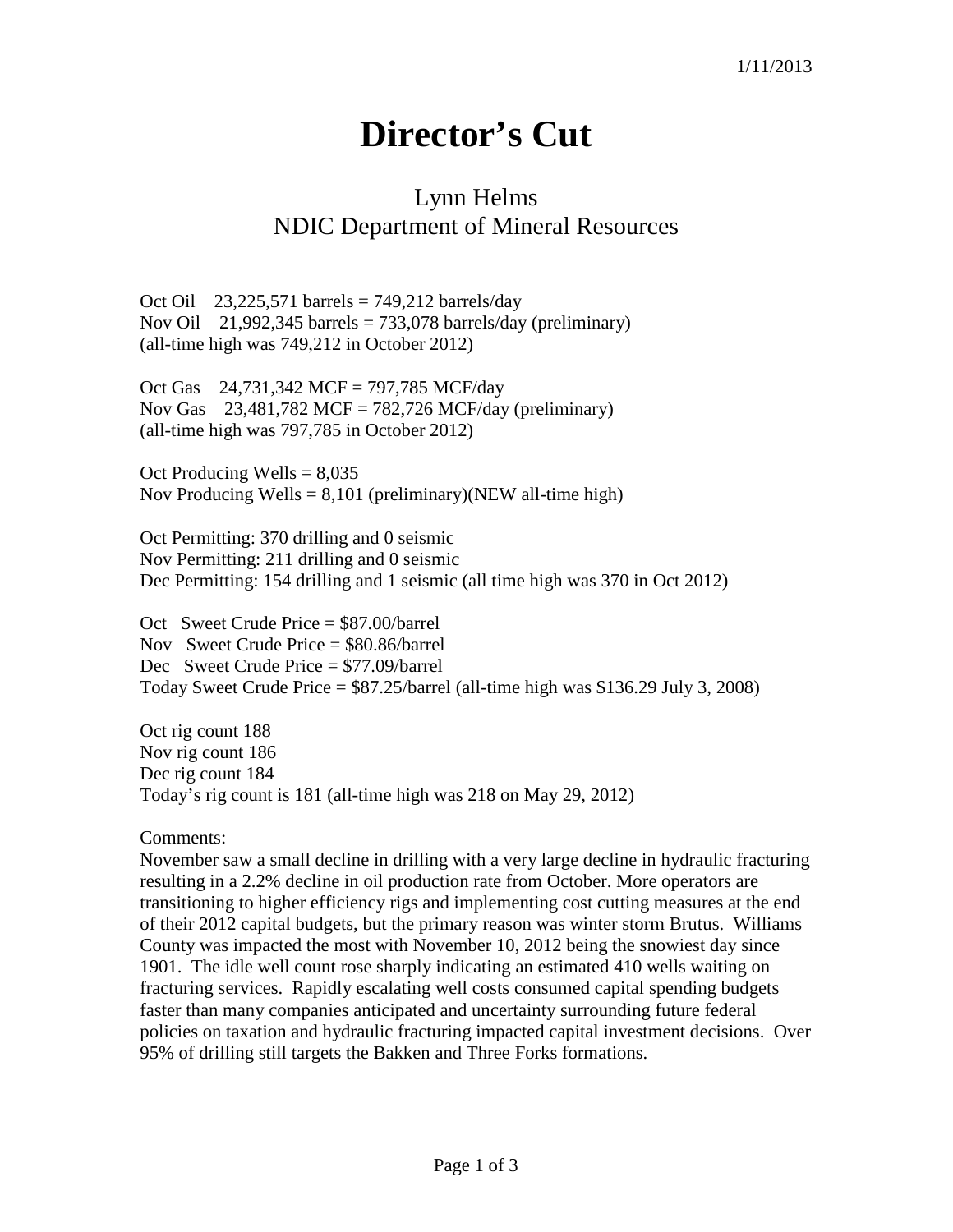1/11/2013

# Director's Cut

## Lynn Helms
## NDIC Department of Mineral Resources

Oct Oil 23,225,571 barrels = 749,212 barrels/day
Nov Oil 21,992,345 barrels = 733,078 barrels/day (preliminary)
(all-time high was 749,212 in October 2012)

Oct Gas 24,731,342 MCF = 797,785 MCF/day
Nov Gas 23,481,782 MCF = 782,726 MCF/day (preliminary)
(all-time high was 797,785 in October 2012)

Oct Producing Wells = 8,035
Nov Producing Wells = 8,101 (preliminary)(NEW all-time high)

Oct Permitting: 370 drilling and 0 seismic
Nov Permitting: 211 drilling and 0 seismic
Dec Permitting: 154 drilling and 1 seismic (all time high was 370 in Oct 2012)

Oct Sweet Crude Price = $87.00/barrel
Nov Sweet Crude Price = $80.86/barrel
Dec Sweet Crude Price = $77.09/barrel
Today Sweet Crude Price = $87.25/barrel (all-time high was $136.29 July 3, 2008)

Oct rig count 188
Nov rig count 186
Dec rig count 184
Today's rig count is 181 (all-time high was 218 on May 29, 2012)

Comments:
November saw a small decline in drilling with a very large decline in hydraulic fracturing resulting in a 2.2% decline in oil production rate from October. More operators are transitioning to higher efficiency rigs and implementing cost cutting measures at the end of their 2012 capital budgets, but the primary reason was winter storm Brutus. Williams County was impacted the most with November 10, 2012 being the snowiest day since 1901. The idle well count rose sharply indicating an estimated 410 wells waiting on fracturing services. Rapidly escalating well costs consumed capital spending budgets faster than many companies anticipated and uncertainty surrounding future federal policies on taxation and hydraulic fracturing impacted capital investment decisions. Over 95% of drilling still targets the Bakken and Three Forks formations.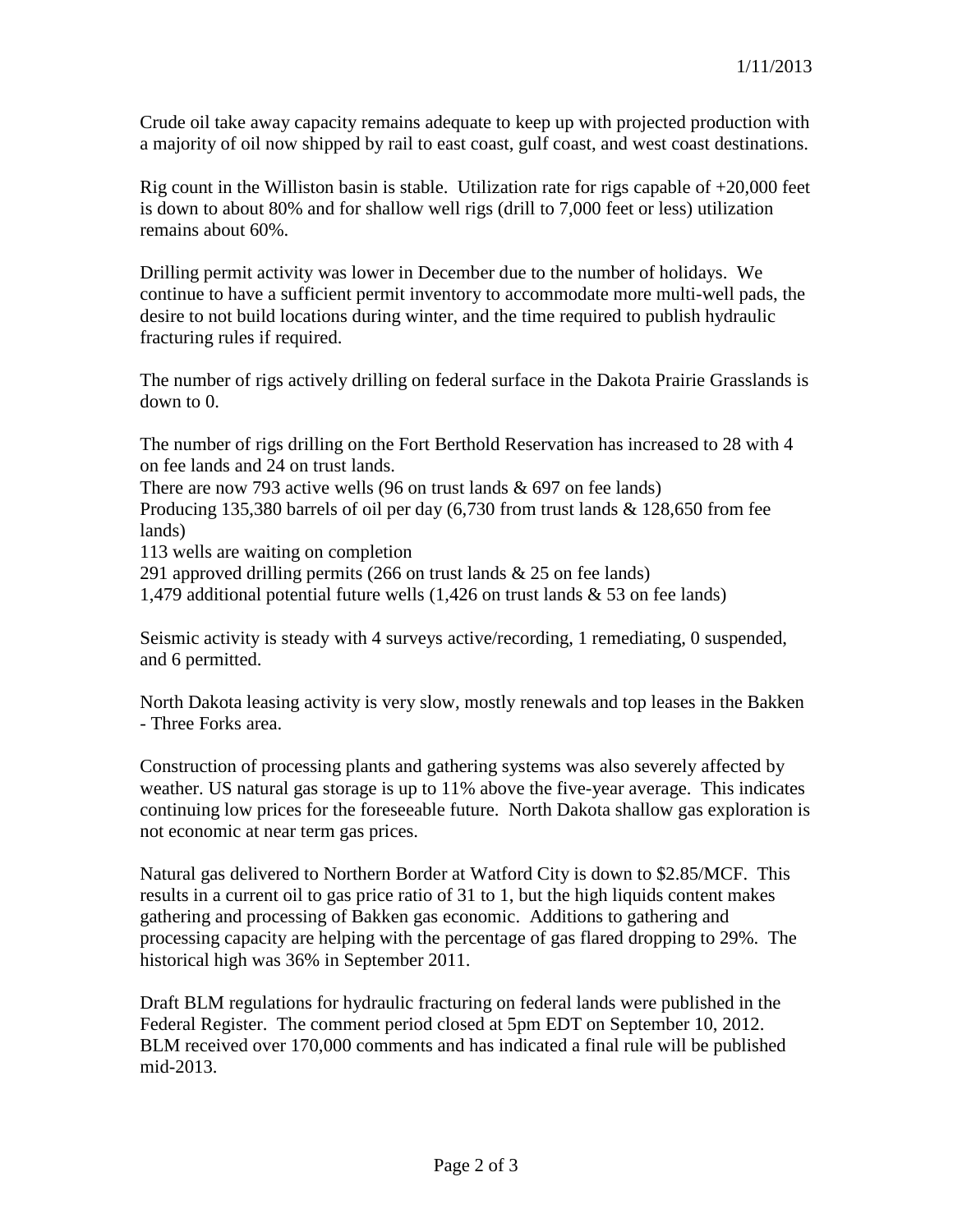1/11/2013

Crude oil take away capacity remains adequate to keep up with projected production with a majority of oil now shipped by rail to east coast, gulf coast, and west coast destinations.

Rig count in the Williston basin is stable. Utilization rate for rigs capable of +20,000 feet is down to about 80% and for shallow well rigs (drill to 7,000 feet or less) utilization remains about 60%.

Drilling permit activity was lower in December due to the number of holidays. We continue to have a sufficient permit inventory to accommodate more multi-well pads, the desire to not build locations during winter, and the time required to publish hydraulic fracturing rules if required.

The number of rigs actively drilling on federal surface in the Dakota Prairie Grasslands is down to 0.

The number of rigs drilling on the Fort Berthold Reservation has increased to 28 with 4 on fee lands and 24 on trust lands.
There are now 793 active wells (96 on trust lands & 697 on fee lands)
Producing 135,380 barrels of oil per day (6,730 from trust lands & 128,650 from fee lands)
113 wells are waiting on completion
291 approved drilling permits (266 on trust lands & 25 on fee lands)
1,479 additional potential future wells (1,426 on trust lands & 53 on fee lands)

Seismic activity is steady with 4 surveys active/recording, 1 remediating, 0 suspended, and 6 permitted.

North Dakota leasing activity is very slow, mostly renewals and top leases in the Bakken - Three Forks area.

Construction of processing plants and gathering systems was also severely affected by weather. US natural gas storage is up to 11% above the five-year average. This indicates continuing low prices for the foreseeable future. North Dakota shallow gas exploration is not economic at near term gas prices.

Natural gas delivered to Northern Border at Watford City is down to $2.85/MCF. This results in a current oil to gas price ratio of 31 to 1, but the high liquids content makes gathering and processing of Bakken gas economic. Additions to gathering and processing capacity are helping with the percentage of gas flared dropping to 29%. The historical high was 36% in September 2011.

Draft BLM regulations for hydraulic fracturing on federal lands were published in the Federal Register. The comment period closed at 5pm EDT on September 10, 2012. BLM received over 170,000 comments and has indicated a final rule will be published mid-2013.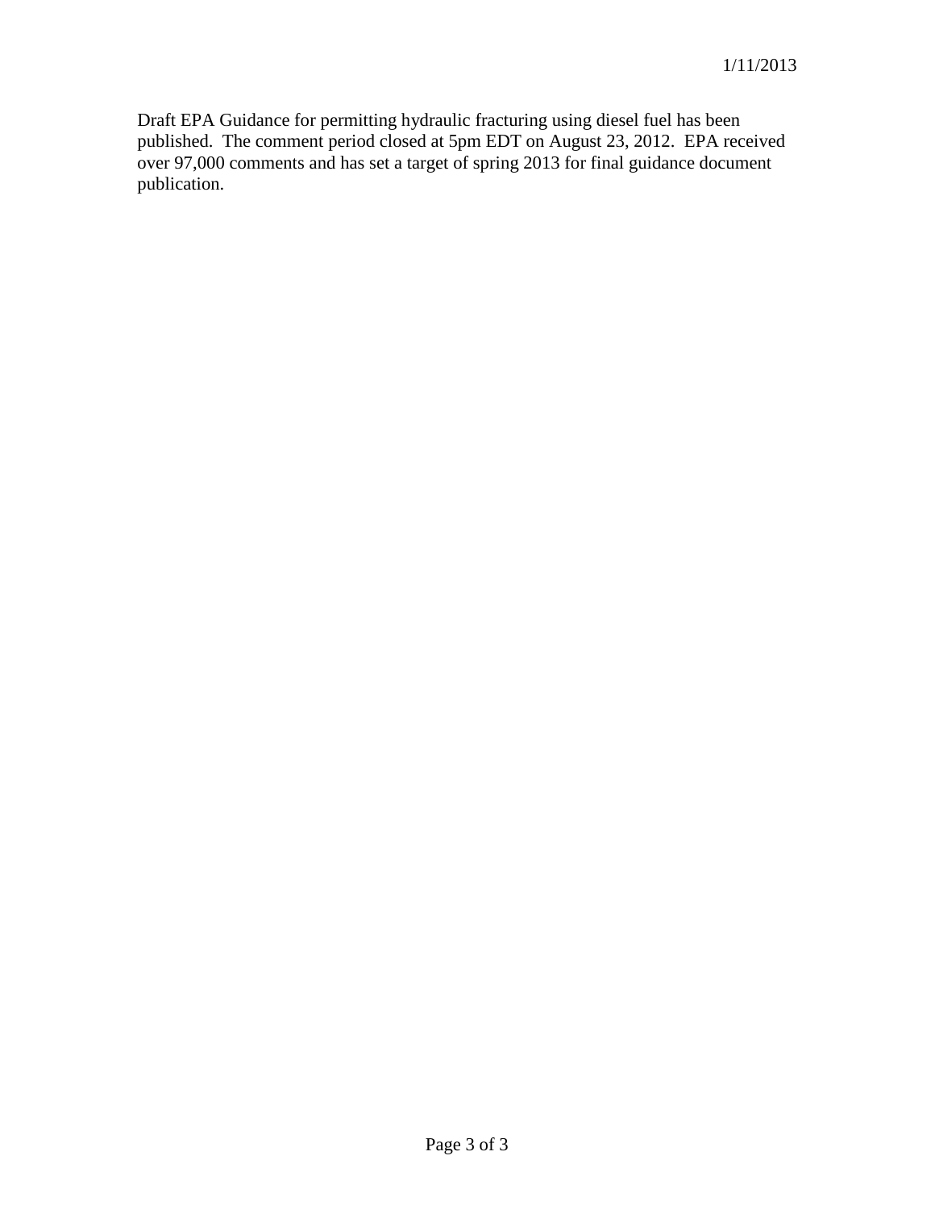Draft EPA Guidance for permitting hydraulic fracturing using diesel fuel has been published. The comment period closed at 5pm EDT on August 23, 2012. EPA received over 97,000 comments and has set a target of spring 2013 for final guidance document publication.